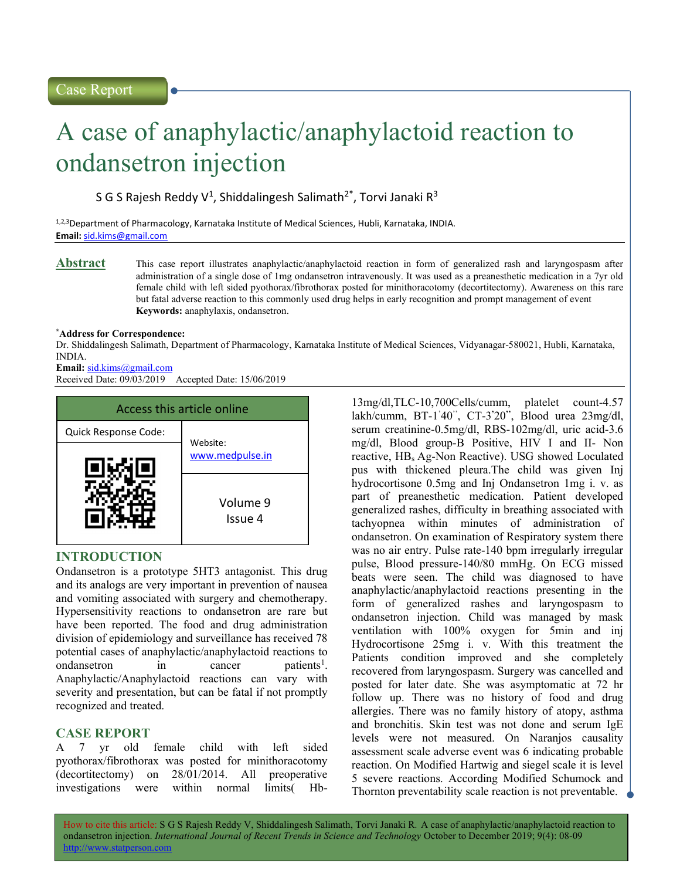Case Report

# A case of anaphylactic/anaphylactoid reaction to ondansetron injection

S G S Rajesh Reddy V[1], Shiddalingesh Salimath[2*], Torvi Janaki R[3]

[1,2,3]Department of Pharmacology, Karnataka Institute of Medical Sciences, Hubli, Karnataka, INDIA.
**Email:** sid.kims@gmail.com

## Abstract

This case report illustrates anaphylactic/anaphylactoid reaction in form of generalized rash and laryngospasm after administration of a single dose of 1mg ondansetron intravenously. It was used as a preanesthetic medication in a 7yr old female child with left sided pyothorax/fibrothorax posted for minithoracotomy (decortitectomy). Awareness on this rare but fatal adverse reaction to this commonly used drug helps in early recognition and prompt management of event

**Keywords:** anaphylaxis, ondansetron.

**\*Address for Correspondence:**
Dr. Shiddalingesh Salimath, Department of Pharmacology, Karnataka Institute of Medical Sciences, Vidyanagar-580021, Hubli, Karnataka, INDIA.
**Email:** sid.kims@gmail.com
Received Date: 09/03/2019 Accepted Date: 15/06/2019

| Access this article online | |
|---|---|
| Quick Response Code: | Website: www.medpulse.in |
| | Volume 9 Issue 4 |

## INTRODUCTION

Ondansetron is a prototype 5HT3 antagonist. This drug and its analogs are very important in prevention of nausea and vomiting associated with surgery and chemotherapy. Hypersensitivity reactions to ondansetron are rare but have been reported. The food and drug administration division of epidemiology and surveillance has received 78 potential cases of anaphylactic/anaphylactoid reactions to ondansetron in cancer patients[1]. Anaphylactic/Anaphylactoid reactions can vary with severity and presentation, but can be fatal if not promptly recognized and treated.

## CASE REPORT

A 7 yr old female child with left sided pyothorax/fibrothorax was posted for minithoracotomy (decortitectomy) on 28/01/2014. All preoperative investigations were within normal limits( Hb-13mg/dl,TLC-10,700Cells/cumm, platelet count-4.57 lakh/cumm, BT-1'40'', CT-3'20'', Blood urea 23mg/dl, serum creatinine-0.5mg/dl, RBS-102mg/dl, uric acid-3.6 mg/dl, Blood group-B Positive, HIV I and II- Non reactive, $HB_s$ Ag-Non Reactive). USG showed Loculated pus with thickened pleura.The child was given Inj hydrocortisone 0.5mg and Inj Ondansetron 1mg i. v. as part of preanesthetic medication. Patient developed generalized rashes, difficulty in breathing associated with tachyopnea within minutes of administration of ondansetron. On examination of Respiratory system there was no air entry. Pulse rate-140 bpm irregularly irregular pulse, Blood pressure-140/80 mmHg. On ECG missed beats were seen. The child was diagnosed to have anaphylactic/anaphylactoid reactions presenting in the form of generalized rashes and laryngospasm to ondansetron injection. Child was managed by mask ventilation with 100% oxygen for 5min and inj Hydrocortisone 25mg i. v. With this treatment the Patients condition improved and she completely recovered from laryngospasm. Surgery was cancelled and posted for later date. She was asymptomatic at 72 hr follow up. There was no history of food and drug allergies. There was no family history of atopy, asthma and bronchitis. Skin test was not done and serum IgE levels were not measured. On Naranjos causality assessment scale adverse event was 6 indicating probable reaction. On Modified Hartwig and siegel scale it is level 5 severe reactions. According Modified Schumock and Thornton preventability scale reaction is not preventable.

How to cite this article: S G S Rajesh Reddy V, Shiddalingesh Salimath, Torvi Janaki R. A case of anaphylactic/anaphylactoid reaction to ondansetron injection. *International Journal of Recent Trends in Science and Technology* October to December 2019; 9(4): 08-09 http://www.statperson.com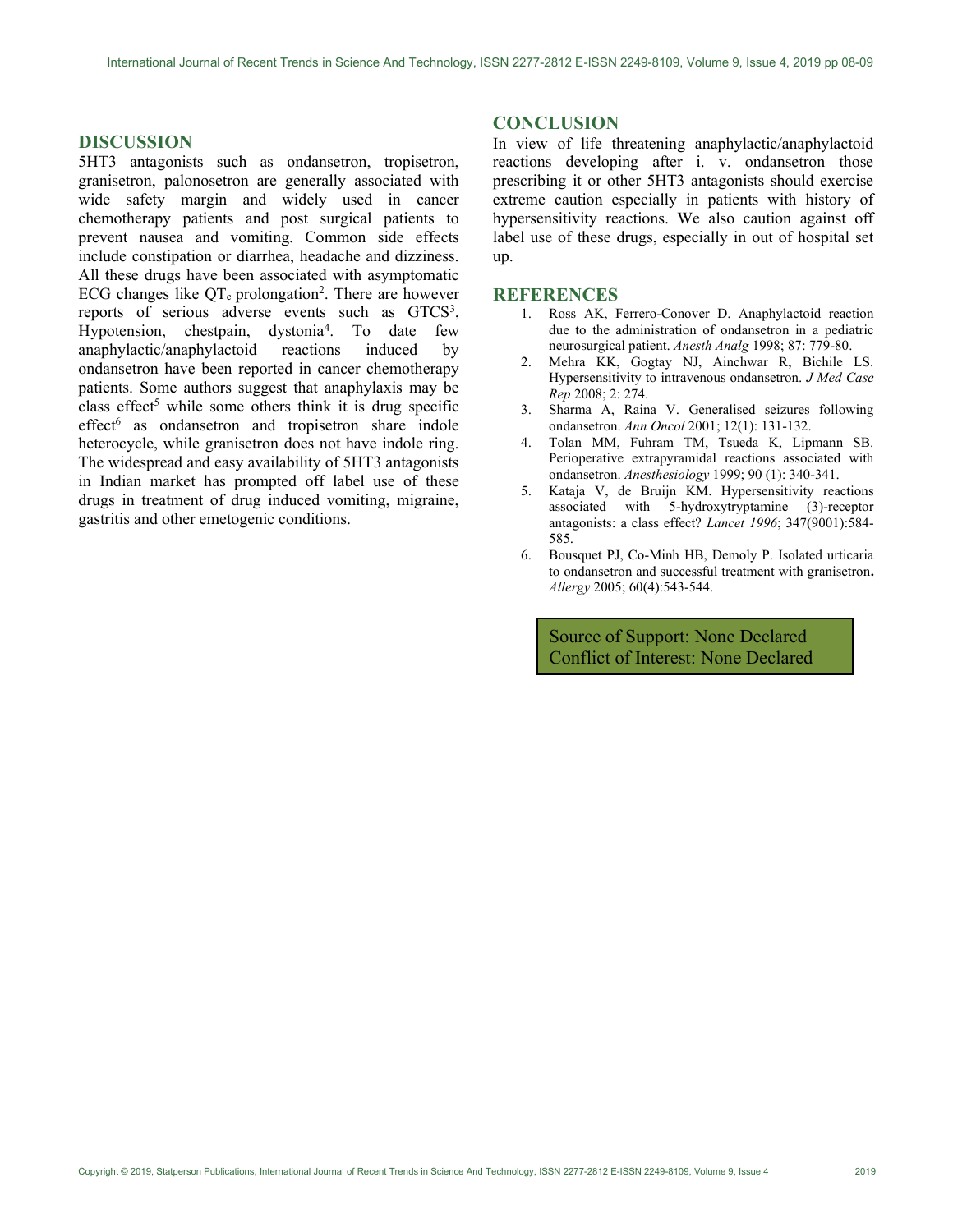## DISCUSSION

5HT3 antagonists such as ondansetron, tropisetron, granisetron, palonosetron are generally associated with wide safety margin and widely used in cancer chemotherapy patients and post surgical patients to prevent nausea and vomiting. Common side effects include constipation or diarrhea, headache and dizziness. All these drugs have been associated with asymptomatic ECG changes like $QT_c$ prolongation[2]. There are however reports of serious adverse events such as GTCS[3], Hypotension, chestpain, dystonia[4]. To date few anaphylactic/anaphylactoid reactions induced by ondansetron have been reported in cancer chemotherapy patients. Some authors suggest that anaphylaxis may be class effect[5] while some others think it is drug specific effect[6] as ondansetron and tropisetron share indole heterocycle, while granisetron does not have indole ring. The widespread and easy availability of 5HT3 antagonists in Indian market has prompted off label use of these drugs in treatment of drug induced vomiting, migraine, gastritis and other emetogenic conditions.

## CONCLUSION

In view of life threatening anaphylactic/anaphylactoid reactions developing after i. v. ondansetron those prescribing it or other 5HT3 antagonists should exercise extreme caution especially in patients with history of hypersensitivity reactions. We also caution against off label use of these drugs, especially in out of hospital set up.

## REFERENCES

1. Ross AK, Ferrero-Conover D. Anaphylactoid reaction due to the administration of ondansetron in a pediatric neurosurgical patient. *Anesth Analg* 1998; 87: 779-80.
2. Mehra KK, Gogtay NJ, Ainchwar R, Bichile LS. Hypersensitivity to intravenous ondansetron. *J Med Case Rep* 2008; 2: 274.
3. Sharma A, Raina V. Generalised seizures following ondansetron. *Ann Oncol* 2001; 12(1): 131-132.
4. Tolan MM, Fuhram TM, Tsueda K, Lipmann SB. Perioperative extrapyramidal reactions associated with ondansetron. *Anesthesiology* 1999; 90 (1): 340-341.
5. Kataja V, de Bruijn KM. Hypersensitivity reactions associated with 5-hydroxytryptamine (3)-receptor antagonists: a class effect? *Lancet 1996*; 347(9001):584-585.
6. Bousquet PJ, Co-Minh HB, Demoly P. Isolated urticaria to ondansetron and successful treatment with granisetron**.** *Allergy* 2005; 60(4):543-544.

Source of Support: None Declared
Conflict of Interest: None Declared